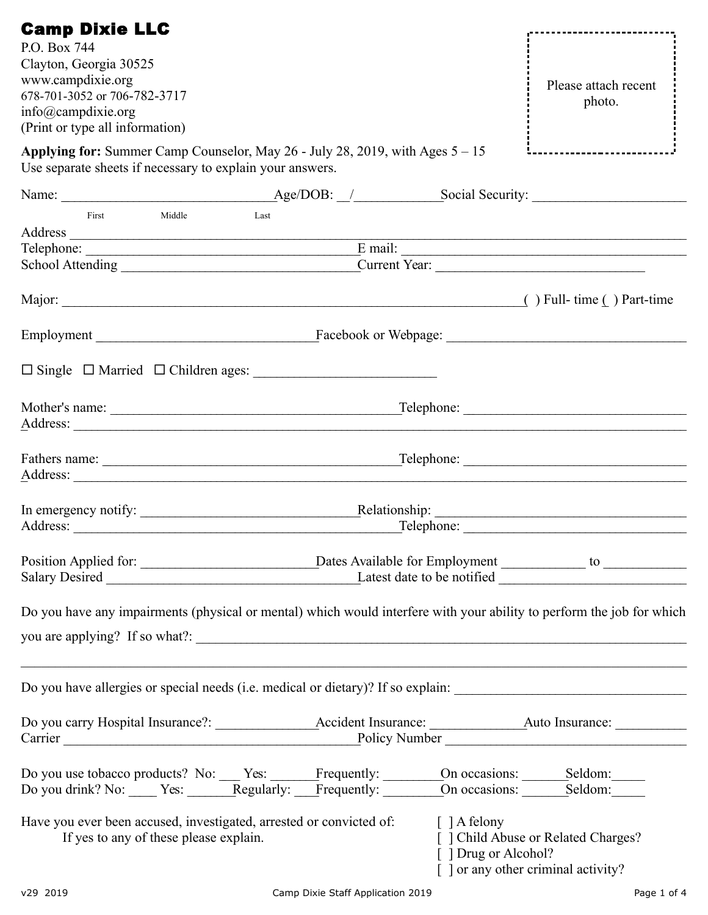# Camp Dixie LLC

P.O. Box 744
Clayton, Georgia 30525
www.campdixie.org
678-701-3052 or 706-782-3717
info@campdixie.org
(Print or type all information)

Please attach recent photo.

**Applying for:** Summer Camp Counselor, May 26 - July 28, 2019, with Ages 5 – 15
Use separate sheets if necessary to explain your answers.

Name: ______________________________ Age/DOB: __/____________ Social Security: ______________________
First Middle Last

Address ____________________________________________________________________________________

Telephone: ________________________________________ E mail: __________________________________________

School Attending __________________________________ Current Year: ______________________________

Major: ____________________________________________________________________ ( ) Full- time ( ) Part-time

Employment _______________________________ Facebook or Webpage: ___________________________________

☐ Single ☐ Married ☐ Children ages: __________________________

Mother's name: ___________________________________________ Telephone: __________________________________
Address: ____________________________________________________________________________________________

Fathers name: ____________________________________________ Telephone: __________________________________
Address: ____________________________________________________________________________________________

In emergency notify: _______________________________ Relationship: _______________________________________
Address: _______________________________________________ Telephone: ___________________________________

Position Applied for: __________________________ Dates Available for Employment ____________ to ____________
Salary Desired _____________________________________ Latest date to be notified ____________________________

Do you have any impairments (physical or mental) which would interfere with your ability to perform the job for which you are applying? If so what?: ___________________________________________________________________________

_____________________________________________________________________________________________________

Do you have allergies or special needs (i.e. medical or dietary)? If so explain: _________________________________

Do you carry Hospital Insurance?: ______________ Accident Insurance: ______________ Auto Insurance: __________
Carrier ____________________________________________ Policy Number __________________________________

Do you use tobacco products? No: ___ Yes: _______ Frequently: _________ On occasions: _______ Seldom: _____
Do you drink? No: ____ Yes: _______ Regularly: ___ Frequently: _________ On occasions: _______ Seldom: _____

Have you ever been accused, investigated, arrested or convicted of:
If yes to any of these please explain.

[ ] A felony
[ ] Child Abuse or Related Charges?
[ ] Drug or Alcohol?
[ ] or any other criminal activity?

v29 2019 Camp Dixie Staff Application 2019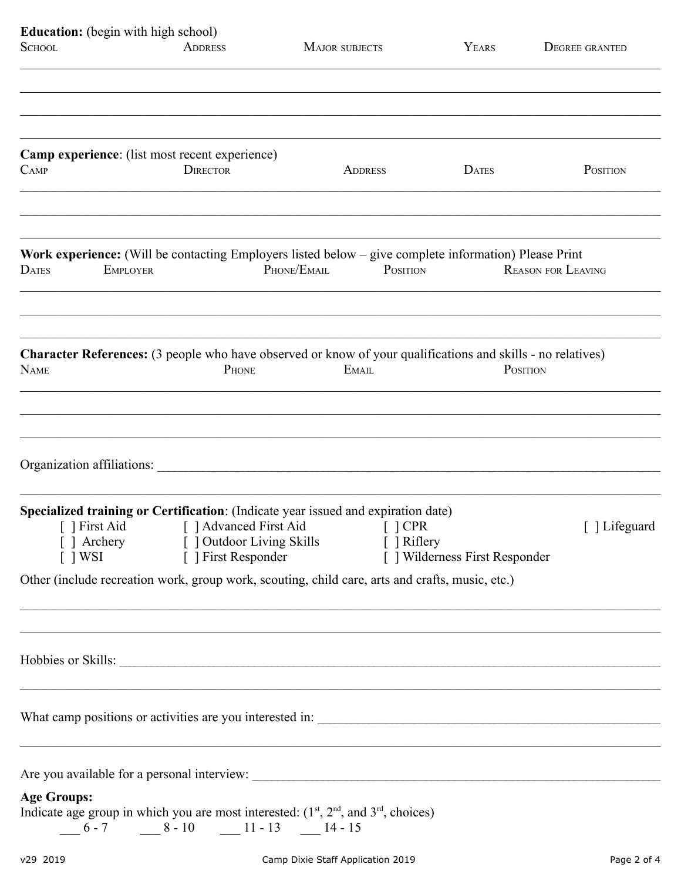**Education:** (begin with high school)

| School | Address | Major subjects | Years | Degree granted |
|---|---|---|---|---|
| | | | | |
| | | | | |
| | | | | |
| | | | | |

**Camp experience**: (list most recent experience)

| Camp | Director | Address | Dates | Position |
|---|---|---|---|---|
| | | | | |
| | | | | |
| | | | | |

**Work experience:** (Will be contacting Employers listed below – give complete information) Please Print

| Dates | Employer | Phone/Email | Position | Reason for Leaving |
|---|---|---|---|---|
| | | | | |
| | | | | |
| | | | | |

**Character References:** (3 people who have observed or know of your qualifications and skills - no relatives)

| Name | Phone | Email | Position |
|---|---|---|---|
| | | | |
| | | | |
| | | | |

Organization affiliations: ___________________________________________________________________

_____________________________________________________________________________________________

**Specialized training or Certification**: (Indicate year issued and expiration date)

[ ] First Aid [ ] Advanced First Aid [ ] CPR [ ] Lifeguard

[ ] Archery [ ] Outdoor Living Skills [ ] Riflery

[ ] WSI [ ] First Responder [ ] Wilderness First Responder

Other (include recreation work, group work, scouting, child care, arts and crafts, music, etc.)

_____________________________________________________________________________________________

_____________________________________________________________________________________________

Hobbies or Skills: ___________________________________________________________________________

_____________________________________________________________________________________________

What camp positions or activities are you interested in: _______________________________________

_____________________________________________________________________________________________

Are you available for a personal interview: _________________________________________________

**Age Groups:**

Indicate age group in which you are most interested: (1st, 2nd, and 3rd, choices)

___ 6 - 7 ___ 8 - 10 ___ 11 - 13 ___ 14 - 15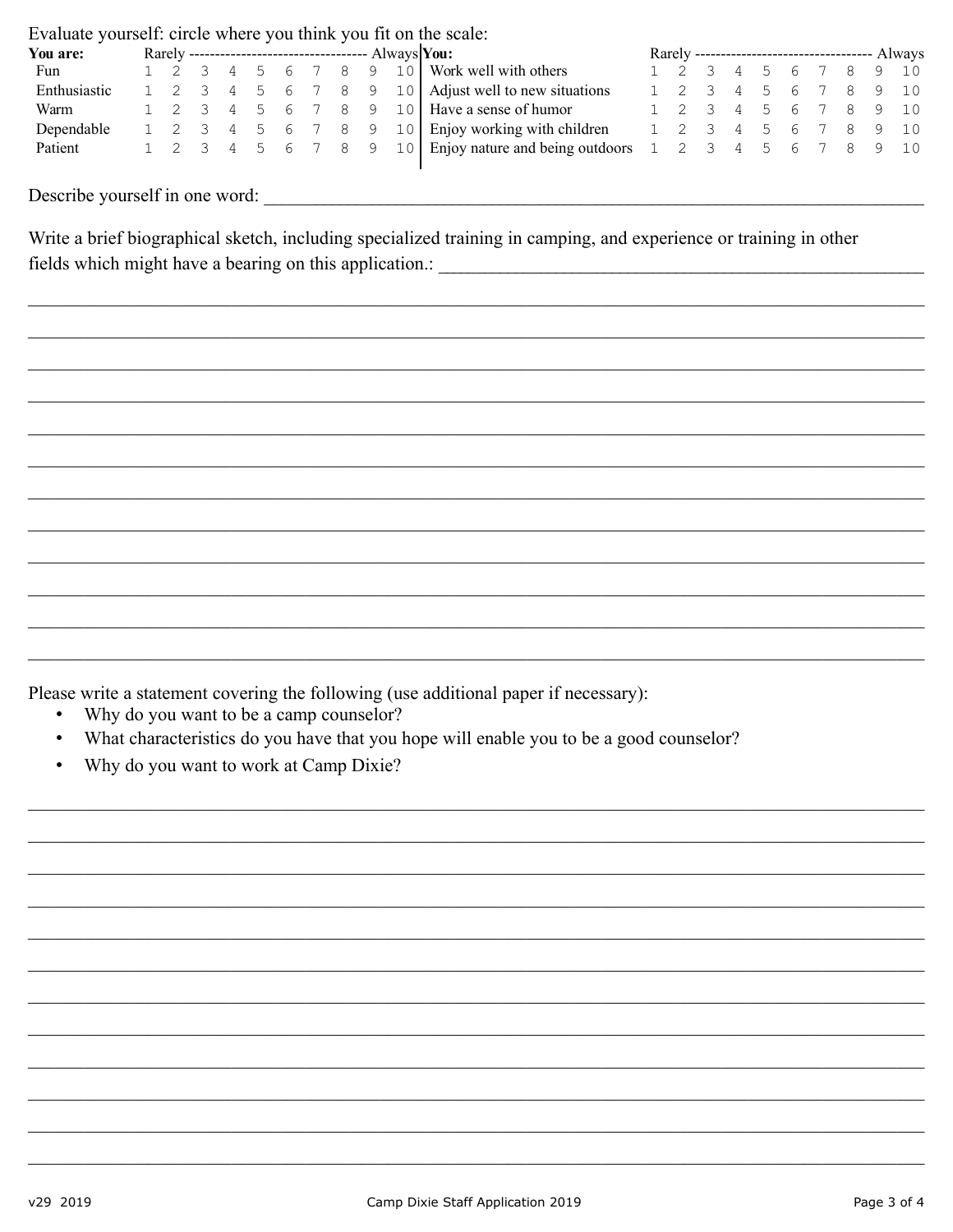Evaluate yourself: circle where you think you fit on the scale:

| You are: | Rarely | | | | | | | | | Always |
|---|---|---|---|---|---|---|---|---|---|---|
| Fun | 1 | 2 | 3 | 4 | 5 | 6 | 7 | 8 | 9 | 10 |
| Enthusiastic | 1 | 2 | 3 | 4 | 5 | 6 | 7 | 8 | 9 | 10 |
| Warm | 1 | 2 | 3 | 4 | 5 | 6 | 7 | 8 | 9 | 10 |
| Dependable | 1 | 2 | 3 | 4 | 5 | 6 | 7 | 8 | 9 | 10 |
| Patient | 1 | 2 | 3 | 4 | 5 | 6 | 7 | 8 | 9 | 10 |

| You: | Rarely | | | | | | | | | Always |
|---|---|---|---|---|---|---|---|---|---|---|
| Work well with others | 1 | 2 | 3 | 4 | 5 | 6 | 7 | 8 | 9 | 10 |
| Adjust well to new situations | 1 | 2 | 3 | 4 | 5 | 6 | 7 | 8 | 9 | 10 |
| Have a sense of humor | 1 | 2 | 3 | 4 | 5 | 6 | 7 | 8 | 9 | 10 |
| Enjoy working with children | 1 | 2 | 3 | 4 | 5 | 6 | 7 | 8 | 9 | 10 |
| Enjoy nature and being outdoors | 1 | 2 | 3 | 4 | 5 | 6 | 7 | 8 | 9 | 10 |

Describe yourself in one word: ____________________________________________

Write a brief biographical sketch, including specialized training in camping, and experience or training in other fields which might have a bearing on this application.: ____________________________________________

____________________________________________

____________________________________________

____________________________________________

____________________________________________

____________________________________________

____________________________________________

____________________________________________

____________________________________________

____________________________________________

____________________________________________

____________________________________________

____________________________________________

Please write a statement covering the following (use additional paper if necessary):

- Why do you want to be a camp counselor?
- What characteristics do you have that you hope will enable you to be a good counselor?
- Why do you want to work at Camp Dixie?

____________________________________________

____________________________________________

____________________________________________

____________________________________________

____________________________________________

____________________________________________

____________________________________________

____________________________________________

____________________________________________

____________________________________________

____________________________________________

____________________________________________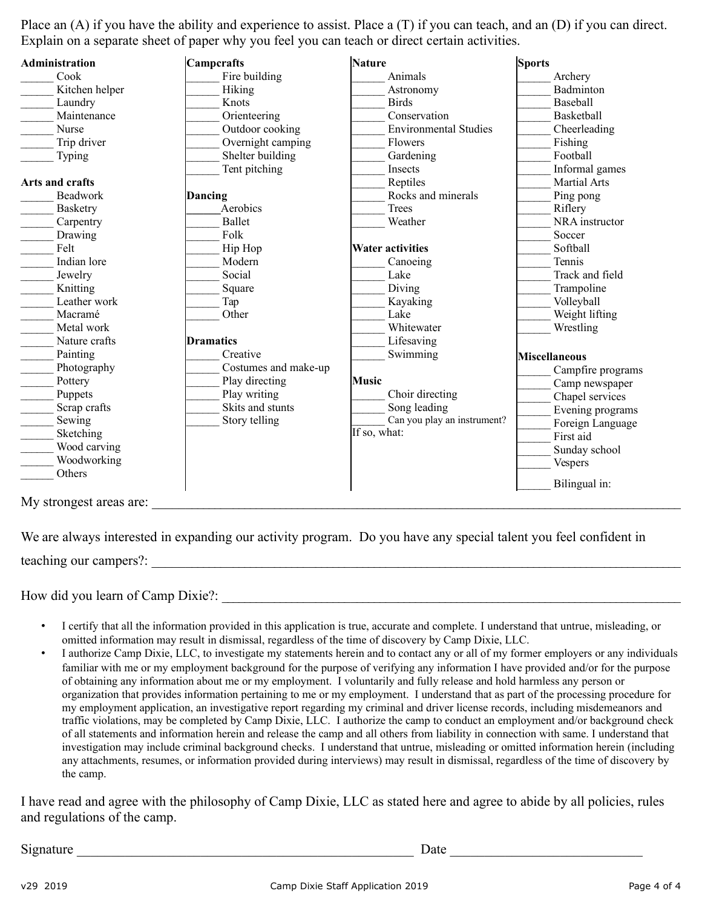Place an (A) if you have the ability and experience to assist. Place a (T) if you can teach, and an (D) if you can direct. Explain on a separate sheet of paper why you feel you can teach or direct certain activities.

**Administration**

______ Cook
______ Kitchen helper
______ Laundry
______ Maintenance
______ Nurse
______ Trip driver
______ Typing

**Arts and crafts**

______ Beadwork
______ Basketry
______ Carpentry
______ Drawing
______ Felt
______ Indian lore
______ Jewelry
______ Knitting
______ Leather work
______ Macramé
______ Metal work
______ Nature crafts
______ Painting
______ Photography
______ Pottery
______ Puppets
______ Scrap crafts
______ Sewing
______ Sketching
______ Wood carving
______ Woodworking
______ Others

**Campcrafts**

______ Fire building
______ Hiking
______ Knots
______ Orienteering
______ Outdoor cooking
______ Overnight camping
______ Shelter building
______ Tent pitching

**Dancing**

______ Aerobics
______ Ballet
______ Folk
______ Hip Hop
______ Modern
______ Social
______ Square
______ Tap
______ Other

**Dramatics**

______ Creative
______ Costumes and make-up
______ Play directing
______ Play writing
______ Skits and stunts
______ Story telling

**Nature**

______ Animals
______ Astronomy
______ Birds
______ Conservation
______ Environmental Studies
______ Flowers
______ Gardening
______ Insects
______ Reptiles
______ Rocks and minerals
______ Trees
______ Weather

**Water activities**

______ Canoeing
______ Lake
______ Diving
______ Kayaking
______ Lake
______ Whitewater
______ Lifesaving
______ Swimming

**Music**

______ Choir directing
______ Song leading
______ Can you play an instrument?
If so, what:

**Sports**

______ Archery
______ Badminton
______ Baseball
______ Basketball
______ Cheerleading
______ Fishing
______ Football
______ Informal games
______ Martial Arts
______ Ping pong
______ Riflery
______ NRA instructor
______ Soccer
______ Softball
______ Tennis
______ Track and field
______ Trampoline
______ Volleyball
______ Weight lifting
______ Wrestling

**Miscellaneous**

______ Campfire programs
______ Camp newspaper
______ Chapel services
______ Evening programs
______ Foreign Language
______ First aid
______ Sunday school
______ Vespers
______ Bilingual in:

My strongest areas are: ____________________________________________

We are always interested in expanding our activity program. Do you have any special talent you feel confident in teaching our campers?: ____________________________________________

How did you learn of Camp Dixie?: ____________________________________________

- I certify that all the information provided in this application is true, accurate and complete. I understand that untrue, misleading, or omitted information may result in dismissal, regardless of the time of discovery by Camp Dixie, LLC.
- I authorize Camp Dixie, LLC, to investigate my statements herein and to contact any or all of my former employers or any individuals familiar with me or my employment background for the purpose of verifying any information I have provided and/or for the purpose of obtaining any information about me or my employment. I voluntarily and fully release and hold harmless any person or organization that provides information pertaining to me or my employment. I understand that as part of the processing procedure for my employment application, an investigative report regarding my criminal and driver license records, including misdemeanors and traffic violations, may be completed by Camp Dixie, LLC. I authorize the camp to conduct an employment and/or background check of all statements and information herein and release the camp and all others from liability in connection with same. I understand that investigation may include criminal background checks. I understand that untrue, misleading or omitted information herein (including any attachments, resumes, or information provided during interviews) may result in dismissal, regardless of the time of discovery by the camp.

I have read and agree with the philosophy of Camp Dixie, LLC as stated here and agree to abide by all policies, rules and regulations of the camp.

Signature ____________________________________________ Date __________________________